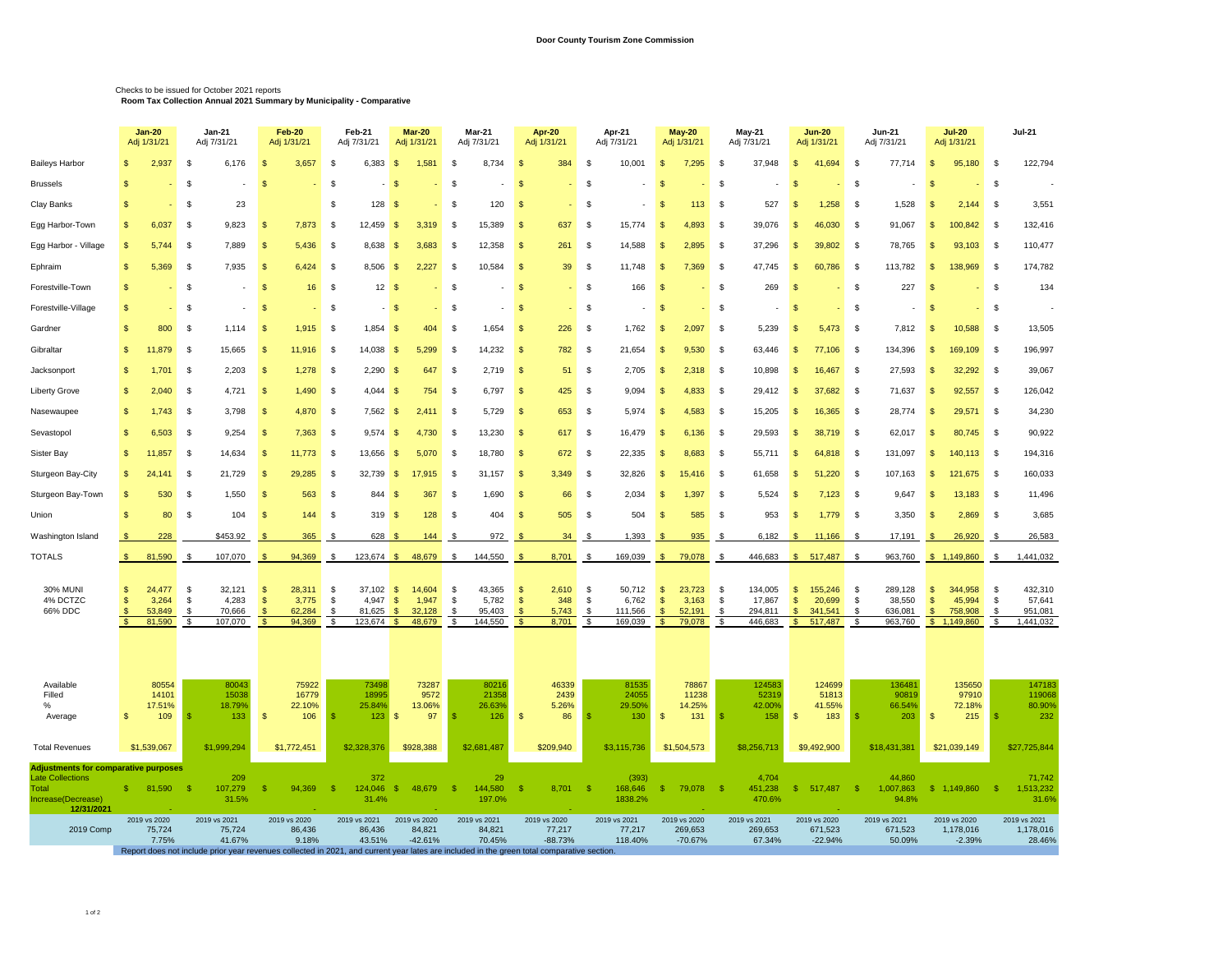# Door County Tourism Zone Commission

Checks to be issued for October 2021 reports

**Room Tax Collection Annual 2021 Summary by Municipality - Comparative**

| | Jan-20 Adj 1/31/21 | Jan-21 Adj 7/31/21 | Feb-20 Adj 1/31/21 | Feb-21 Adj 7/31/21 | Mar-20 Adj 1/31/21 | Mar-21 Adj 7/31/21 | Apr-20 Adj 1/31/21 | Apr-21 Adj 7/31/21 | May-20 Adj 1/31/21 | May-21 Adj 7/31/21 | Jun-20 Adj 1/31/21 | Jun-21 Adj 7/31/21 | Jul-20 Adj 1/31/21 | Jul-21 |
|---|---|---|---|---|---|---|---|---|---|---|---|---|---|---|
| Baileys Harbor | $ 2,937 | $ 6,176 | $ 3,657 | $ 6,383 | $ 1,581 | $ 8,734 | $ 384 | $ 10,001 | $ 7,295 | $ 37,948 | $ 41,694 | $ 77,714 | $ 95,180 | $ 122,794 |
| Brussels | $ - | $ - | $ - | $ - | $ - | $ - | $ - | $ - | $ - | $ - | $ - | $ - | $ - | $ - |
| Clay Banks | $ - | $ 23 | | $ 128 | $ - | $ 120 | $ - | $ - | $ 113 | $ 527 | $ 1,258 | $ 1,528 | $ 2,144 | $ 3,551 |
| Egg Harbor-Town | $ 6,037 | $ 9,823 | $ 7,873 | $ 12,459 | $ 3,319 | $ 15,389 | $ 637 | $ 15,774 | $ 4,893 | $ 39,076 | $ 46,030 | $ 91,067 | $ 100,842 | $ 132,416 |
| Egg Harbor - Village | $ 5,744 | $ 7,889 | $ 5,436 | $ 8,638 | $ 3,683 | $ 12,358 | $ 261 | $ 14,588 | $ 2,895 | $ 37,296 | $ 39,802 | $ 78,765 | $ 93,103 | $ 110,477 |
| Ephraim | $ 5,369 | $ 7,935 | $ 6,424 | $ 8,506 | $ 2,227 | $ 10,584 | $ 39 | $ 11,748 | $ 7,369 | $ 47,745 | $ 60,786 | $ 113,782 | $ 138,969 | $ 174,782 |
| Forestville-Town | $ - | $ - | $ 16 | $ 12 | $ - | $ - | $ - | $ 166 | $ - | $ 269 | $ - | $ 227 | $ - | $ 134 |
| Forestville-Village | $ - | $ - | $ - | $ - | $ - | $ - | $ - | $ - | $ - | $ - | $ - | $ - | $ - | $ - |
| Gardner | $ 800 | $ 1,114 | $ 1,915 | $ 1,854 | $ 404 | $ 1,654 | $ 226 | $ 1,762 | $ 2,097 | $ 5,239 | $ 5,473 | $ 7,812 | $ 10,588 | $ 13,505 |
| Gibraltar | $ 11,879 | $ 15,665 | $ 11,916 | $ 14,038 | $ 5,299 | $ 14,232 | $ 782 | $ 21,654 | $ 9,530 | $ 63,446 | $ 77,106 | $ 134,396 | $ 169,109 | $ 196,997 |
| Jacksonport | $ 1,701 | $ 2,203 | $ 1,278 | $ 2,290 | $ 647 | $ 2,719 | $ 51 | $ 2,705 | $ 2,318 | $ 10,898 | $ 16,467 | $ 27,593 | $ 32,292 | $ 39,067 |
| Liberty Grove | $ 2,040 | $ 4,721 | $ 1,490 | $ 4,044 | $ 754 | $ 6,797 | $ 425 | $ 9,094 | $ 4,833 | $ 29,412 | $ 37,682 | $ 71,637 | $ 92,557 | $ 126,042 |
| Nasewaupee | $ 1,743 | $ 3,798 | $ 4,870 | $ 7,562 | $ 2,411 | $ 5,729 | $ 653 | $ 5,974 | $ 4,583 | $ 15,205 | $ 16,365 | $ 28,774 | $ 29,571 | $ 34,230 |
| Sevastopol | $ 6,503 | $ 9,254 | $ 7,363 | $ 9,574 | $ 4,730 | $ 13,230 | $ 617 | $ 16,479 | $ 6,136 | $ 29,593 | $ 38,719 | $ 62,017 | $ 80,745 | $ 90,922 |
| Sister Bay | $ 11,857 | $ 14,634 | $ 11,773 | $ 13,656 | $ 5,070 | $ 18,780 | $ 672 | $ 22,335 | $ 8,683 | $ 55,711 | $ 64,818 | $ 131,097 | $ 140,113 | $ 194,316 |
| Sturgeon Bay-City | $ 24,141 | $ 21,729 | $ 29,285 | $ 32,739 | $ 17,915 | $ 31,157 | $ 3,349 | $ 32,826 | $ 15,416 | $ 61,658 | $ 51,220 | $ 107,163 | $ 121,675 | $ 160,033 |
| Sturgeon Bay-Town | $ 530 | $ 1,550 | $ 563 | $ 844 | $ 367 | $ 1,690 | $ 66 | $ 2,034 | $ 1,397 | $ 5,524 | $ 7,123 | $ 9,647 | $ 13,183 | $ 11,496 |
| Union | $ 80 | $ 104 | $ 144 | $ 319 | $ 128 | $ 404 | $ 505 | $ 504 | $ 585 | $ 953 | $ 1,779 | $ 3,350 | $ 2,869 | $ 3,685 |
| Washington Island | $ 228 | $453.92 | $ 365 | $ 628 | $ 144 | $ 972 | $ 34 | $ 1,393 | $ 935 | $ 6,182 | $ 11,166 | $ 17,191 | $ 26,920 | $ 26,583 |
| TOTALS | $ 81,590 | $ 107,070 | $ 94,369 | $ 123,674 | $ 48,679 | $ 144,550 | $ 8,701 | $ 169,039 | $ 79,078 | $ 446,683 | $ 517,487 | $ 963,760 | $ 1,149,860 | $ 1,441,032 |
| 30% MUNI | $ 24,477 | $ 32,121 | $ 28,311 | $ 37,102 | $ 14,604 | $ 43,365 | $ 2,610 | $ 50,712 | $ 23,723 | $ 134,005 | $ 155,246 | $ 289,128 | $ 344,958 | $ 432,310 |
| 4% DCTZC | $ 3,264 | $ 4,283 | $ 3,775 | $ 4,947 | $ 1,947 | $ 5,782 | $ 348 | $ 6,762 | $ 3,163 | $ 17,867 | $ 20,699 | $ 38,550 | $ 45,994 | $ 57,641 |
| 66% DDC | $ 53,849 | $ 70,666 | $ 62,284 | $ 81,625 | $ 32,128 | $ 95,403 | $ 5,743 | $ 111,566 | $ 52,191 | $ 294,811 | $ 341,541 | $ 636,081 | $ 758,908 | $ 951,081 |
| | $ 81,590 | $ 107,070 | $ 94,369 | $ 123,674 | $ 48,679 | $ 144,550 | $ 8,701 | $ 169,039 | $ 79,078 | $ 446,683 | $ 517,487 | $ 963,760 | $ 1,149,860 | $ 1,441,032 |
| Available | 80554 | 80043 | 75922 | 73498 | 73287 | 80216 | 46339 | 81535 | 78867 | 124583 | 124699 | 136481 | 135650 | 147183 |
| Filled | 14101 | 15038 | 16779 | 18995 | 9572 | 21358 | 2439 | 24055 | 11238 | 52319 | 51813 | 90819 | 97910 | 119068 |
| % | 17.51% | 18.79% | 22.10% | 25.84% | 13.06% | 26.63% | 5.26% | 29.50% | 14.25% | 42.00% | 41.55% | 66.54% | 72.18% | 80.90% |
| Average | $ 109 | $ 133 | $ 106 | $ 123 | $ 97 | $ 126 | $ 86 | $ 130 | $ 131 | $ 158 | $ 183 | $ 203 | $ 215 | $ 232 |
| Total Revenues | $1,539,067 | $1,999,294 | $1,772,451 | $2,328,376 | $928,388 | $2,681,487 | $209,940 | $3,115,736 | $1,504,573 | $8,256,713 | $9,492,900 | $18,431,381 | $21,039,149 | $27,725,844 |
| **Adjustments for comparative purposes** | | | | | | | | | | | | | | |
| Late Collections | | 209 | | 372 | | 29 | | (393) | | 4,704 | | 44,860 | | 71,742 |
| Total | $ 81,590 | $ 107,279 | $ 94,369 | $ 124,046 | $ 48,679 | $ 144,580 | $ 8,701 | $ 168,646 | $ 79,078 | $ 451,238 | $ 517,487 | $ 1,007,863 | $ 1,149,860 | $ 1,513,232 |
| Increase(Decrease) | | 31.5% | | 31.4% | | 197.0% | | 1838.2% | | 470.6% | | 94.8% | | 31.6% |
| 12/31/2021 | - | | | | - | | - | | | | - | | | |
| 2019 Comp | 2019 vs 2020 | 2019 vs 2021 | 2019 vs 2020 | 2019 vs 2021 | 2019 vs 2020 | 2019 vs 2021 | 2019 vs 2020 | 2019 vs 2021 | 2019 vs 2020 | 2019 vs 2021 | 2019 vs 2020 | 2019 vs 2021 | 2019 vs 2020 | 2019 vs 2021 |
| | 75,724 | 75,724 | 86,436 | 86,436 | 84,821 | 84,821 | 77,217 | 77,217 | 269,653 | 269,653 | 671,523 | 671,523 | 1,178,016 | 1,178,016 |
| | 7.75% | 41.67% | 9.18% | 43.51% | -42.61% | 70.45% | -88.73% | 118.40% | -70.67% | 67.34% | -22.94% | 50.09% | -2.39% | 28.46% |

Report does not include prior year revenues collected in 2021, and current year lates are included in the green total comparative section.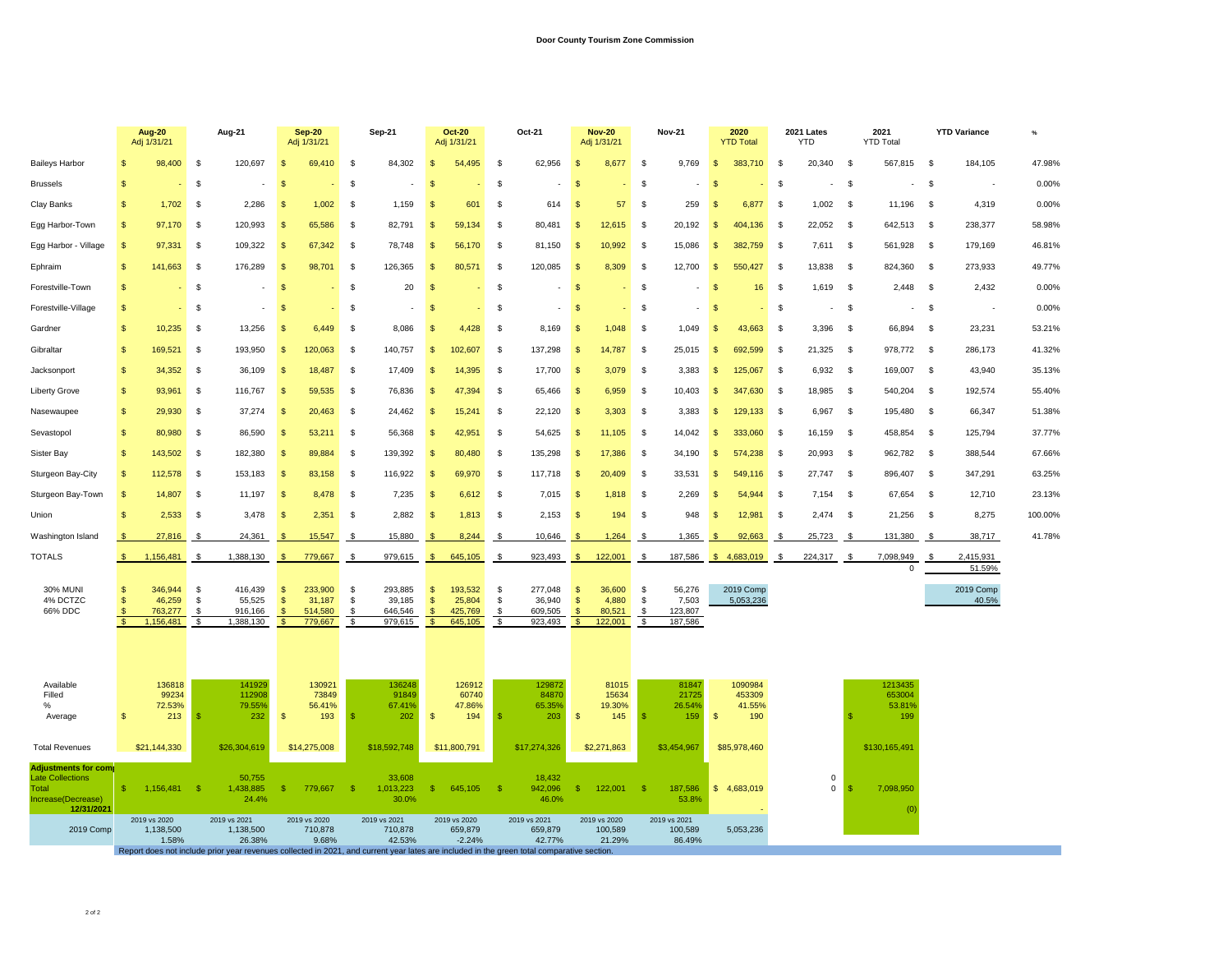**Door County Tourism Zone Commission**

| | Aug-20 Adj 1/31/21 | Aug-21 | Sep-20 Adj 1/31/21 | Sep-21 | Oct-20 Adj 1/31/21 | Oct-21 | Nov-20 Adj 1/31/21 | Nov-21 | 2020 YTD Total | 2021 Lates YTD | 2021 YTD Total | YTD Variance | % |
|---|---|---|---|---|---|---|---|---|---|---|---|---|---|
| Baileys Harbor | $ 98,400 | $ 120,697 | $ 69,410 | $ 84,302 | $ 54,495 | $ 62,956 | $ 8,677 | $ 9,769 | $ 383,710 | $ 20,340 | $ 567,815 | $ 184,105 | 47.98% |
| Brussels | $ - | $ - | $ - | $ - | $ - | $ - | $ - | $ - | $ - | $ - | $ - | $ - | 0.00% |
| Clay Banks | $ 1,702 | $ 2,286 | $ 1,002 | $ 1,159 | $ 601 | $ 614 | $ 57 | $ 259 | $ 6,877 | $ 1,002 | $ 11,196 | $ 4,319 | 0.00% |
| Egg Harbor-Town | $ 97,170 | $ 120,993 | $ 65,586 | $ 82,791 | $ 59,134 | $ 80,481 | $ 12,615 | $ 20,192 | $ 404,136 | $ 22,052 | $ 642,513 | $ 238,377 | 58.98% |
| Egg Harbor - Village | $ 97,331 | $ 109,322 | $ 67,342 | $ 78,748 | $ 56,170 | $ 81,150 | $ 10,992 | $ 15,086 | $ 382,759 | $ 7,611 | $ 561,928 | $ 179,169 | 46.81% |
| Ephraim | $ 141,663 | $ 176,289 | $ 98,701 | $ 126,365 | $ 80,571 | $ 120,085 | $ 8,309 | $ 12,700 | $ 550,427 | $ 13,838 | $ 824,360 | $ 273,933 | 49.77% |
| Forestville-Town | $ - | $ - | $ - | $ 20 | $ - | $ - | $ - | $ - | $ 16 | $ 1,619 | $ 2,448 | $ 2,432 | 0.00% |
| Forestville-Village | $ - | $ - | $ - | $ - | $ - | $ - | $ - | $ - | $ - | $ - | $ - | $ - | 0.00% |
| Gardner | $ 10,235 | $ 13,256 | $ 6,449 | $ 8,086 | $ 4,428 | $ 8,169 | $ 1,048 | $ 1,049 | $ 43,663 | $ 3,396 | $ 66,894 | $ 23,231 | 53.21% |
| Gibraltar | $ 169,521 | $ 193,950 | $ 120,063 | $ 140,757 | $ 102,607 | $ 137,298 | $ 14,787 | $ 25,015 | $ 692,599 | $ 21,325 | $ 978,772 | $ 286,173 | 41.32% |
| Jacksonport | $ 34,352 | $ 36,109 | $ 18,487 | $ 17,409 | $ 14,395 | $ 17,700 | $ 3,079 | $ 3,383 | $ 125,067 | $ 6,932 | $ 169,007 | $ 43,940 | 35.13% |
| Liberty Grove | $ 93,961 | $ 116,767 | $ 59,535 | $ 76,836 | $ 47,394 | $ 65,466 | $ 6,959 | $ 10,403 | $ 347,630 | $ 18,985 | $ 540,204 | $ 192,574 | 55.40% |
| Nasewaupee | $ 29,930 | $ 37,274 | $ 20,463 | $ 24,462 | $ 15,241 | $ 22,120 | $ 3,303 | $ 3,383 | $ 129,133 | $ 6,967 | $ 195,480 | $ 66,347 | 51.38% |
| Sevastopol | $ 80,980 | $ 86,590 | $ 53,211 | $ 56,368 | $ 42,951 | $ 54,625 | $ 11,105 | $ 14,042 | $ 333,060 | $ 16,159 | $ 458,854 | $ 125,794 | 37.77% |
| Sister Bay | $ 143,502 | $ 182,380 | $ 89,884 | $ 139,392 | $ 80,480 | $ 135,298 | $ 17,386 | $ 34,190 | $ 574,238 | $ 20,993 | $ 962,782 | $ 388,544 | 67.66% |
| Sturgeon Bay-City | $ 112,578 | $ 153,183 | $ 83,158 | $ 116,922 | $ 69,970 | $ 117,718 | $ 20,409 | $ 33,531 | $ 549,116 | $ 27,747 | $ 896,407 | $ 347,291 | 63.25% |
| Sturgeon Bay-Town | $ 14,807 | $ 11,197 | $ 8,478 | $ 7,235 | $ 6,612 | $ 7,015 | $ 1,818 | $ 2,269 | $ 54,944 | $ 7,154 | $ 67,654 | $ 12,710 | 23.13% |
| Union | $ 2,533 | $ 3,478 | $ 2,351 | $ 2,882 | $ 1,813 | $ 2,153 | $ 194 | $ 948 | $ 12,981 | $ 2,474 | $ 21,256 | $ 8,275 | 100.00% |
| Washington Island | $ 27,816 | $ 24,361 | $ 15,547 | $ 15,880 | $ 8,244 | $ 10,646 | $ 1,264 | $ 1,365 | $ 92,663 | $ 25,723 | $ 131,380 | $ 38,717 | 41.78% |
| TOTALS | $ 1,156,481 | $ 1,388,130 | $ 779,667 | $ 979,615 | $ 645,105 | $ 923,493 | $ 122,001 | $ 187,586 | $ 4,683,019 | $ 224,317 | $ 7,098,949 | $ 2,415,931 | |
| | | | | | | | | | | | 0 | 51.59% | |
| 30% MUNI | $ 346,944 | $ 416,439 | $ 233,900 | $ 293,885 | $ 193,532 | $ 277,048 | $ 36,600 | $ 56,276 | 2019 Comp | | | 2019 Comp | |
| 4% DCTZC | $ 46,259 | $ 55,525 | $ 31,187 | $ 39,185 | $ 25,804 | $ 36,940 | $ 4,880 | $ 7,503 | 5,053,236 | | | 40.5% | |
| 66% DDC | $ 763,277 | $ 916,166 | $ 514,580 | $ 646,546 | $ 425,769 | $ 609,505 | $ 80,521 | $ 123,807 | | | | | |
| | $ 1,156,481 | $ 1,388,130 | $ 779,667 | $ 979,615 | $ 645,105 | $ 923,493 | $ 122,001 | $ 187,586 | | | | | |
| Available | 136818 | 141929 | 130921 | 136248 | 126912 | 129872 | 81015 | 81847 | 1090984 | | 1213435 | | |
| Filled | 99234 | 112908 | 73849 | 91849 | 60740 | 84870 | 15634 | 21725 | 453309 | | 653004 | | |
| % | 72.53% | 79.55% | 56.41% | 67.41% | 47.86% | 65.35% | 19.30% | 26.54% | 41.55% | | 53.81% | | |
| Average | $ 213 | $ 232 | $ 193 | $ 202 | $ 194 | $ 203 | $ 145 | $ 159 | $ 190 | | $ 199 | | |
| Total Revenues | $21,144,330 | $26,304,619 | $14,275,008 | $18,592,748 | $11,800,791 | $17,274,326 | $2,271,863 | $3,454,967 | $85,978,460 | | $130,165,491 | | |
| **Adjustments for comp** | | | | | | | | | | | | | |
| Late Collections | | 50,755 | | 33,608 | | 18,432 | | | | 0 | | | |
| Total | $ 1,156,481 | $ 1,438,885 | $ 779,667 | $ 1,013,223 | $ 645,105 | $ 942,096 | $ 122,001 | $ 187,586 | $ 4,683,019 | 0 | $ 7,098,950 | | |
| Increase(Decrease) | | 24.4% | | 30.0% | | 46.0% | | 53.8% | | | | | |
| 12/31/2021 | | | | | | | | | - | | (0) | | |
| 2019 Comp | 2019 vs 2020<br>1,138,500<br>1.58% | 2019 vs 2021<br>1,138,500<br>26.38% | 2019 vs 2020<br>710,878<br>9.68% | 2019 vs 2021<br>710,878<br>42.53% | 2019 vs 2020<br>659,879<br>-2.24% | 2019 vs 2021<br>659,879<br>42.77% | 2019 vs 2020<br>100,589<br>21.29% | 2019 vs 2021<br>100,589<br>86.49% | 5,053,236 | | | | |

Report does not include prior year revenues collected in 2021, and current year lates are included in the green total comparative section.